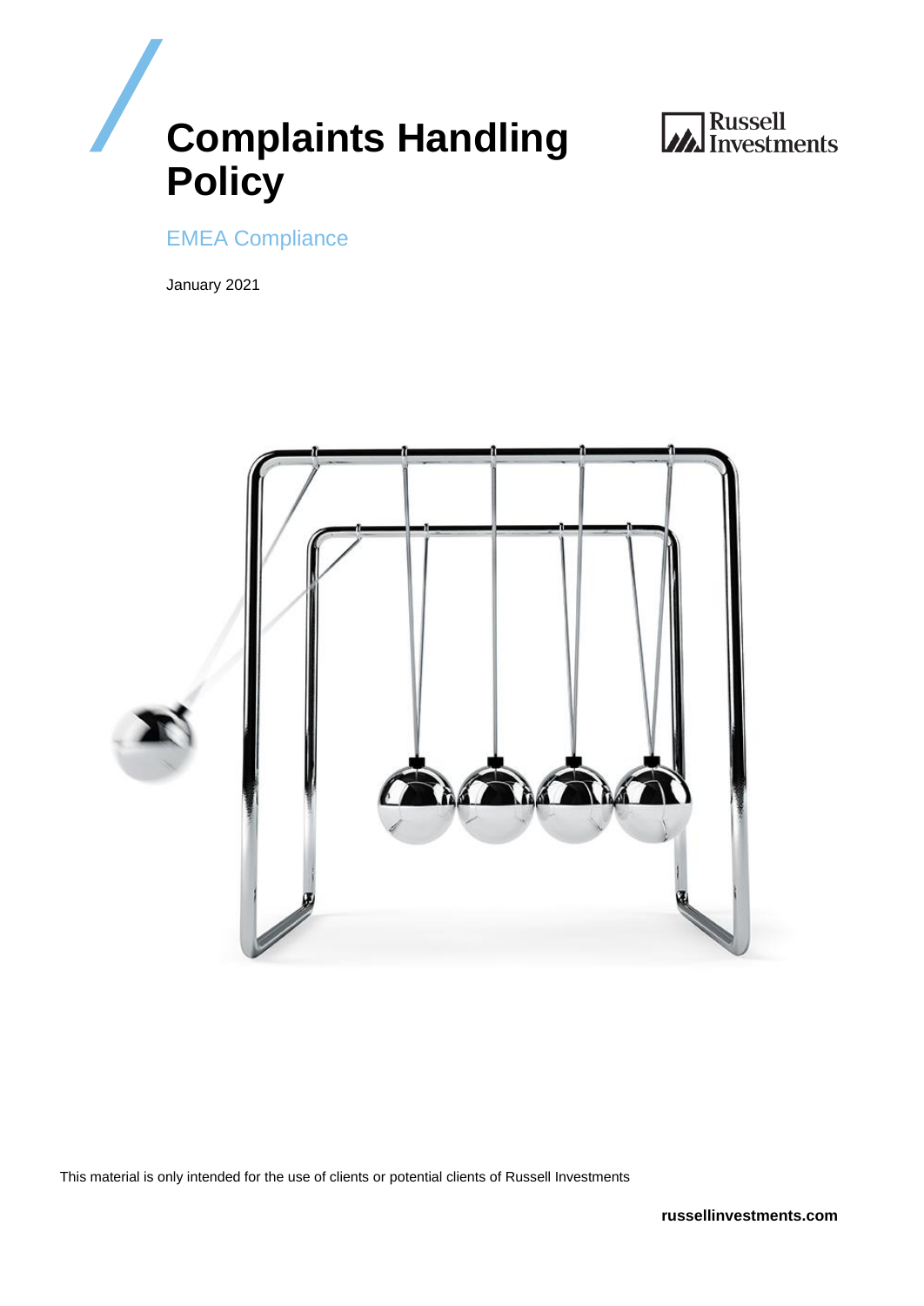# Complaints Handling Policy

Russell Investments

EMEA Compliance

January 2021

This material is only intended for the use of clients or potential clients of Russell Investments

**russellinvestments.com**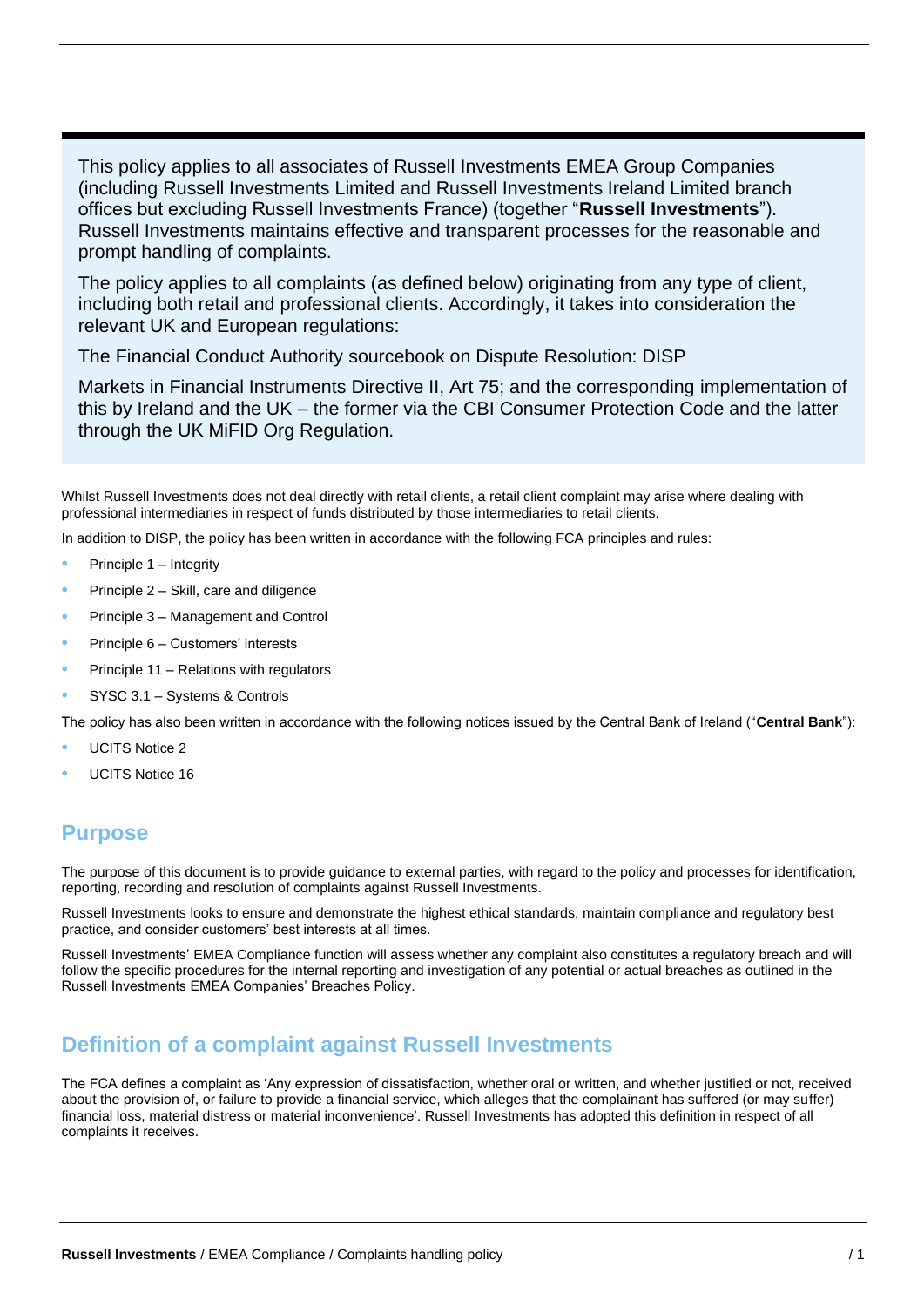This policy applies to all associates of Russell Investments EMEA Group Companies (including Russell Investments Limited and Russell Investments Ireland Limited branch offices but excluding Russell Investments France) (together "**Russell Investments**"). Russell Investments maintains effective and transparent processes for the reasonable and prompt handling of complaints.

The policy applies to all complaints (as defined below) originating from any type of client, including both retail and professional clients. Accordingly, it takes into consideration the relevant UK and European regulations:

The Financial Conduct Authority sourcebook on Dispute Resolution: DISP

Markets in Financial Instruments Directive II, Art 75; and the corresponding implementation of this by Ireland and the UK – the former via the CBI Consumer Protection Code and the latter through the UK MiFID Org Regulation.

Whilst Russell Investments does not deal directly with retail clients, a retail client complaint may arise where dealing with professional intermediaries in respect of funds distributed by those intermediaries to retail clients.

In addition to DISP, the policy has been written in accordance with the following FCA principles and rules:

- Principle 1 – Integrity
- Principle 2 – Skill, care and diligence
- Principle 3 – Management and Control
- Principle 6 – Customers' interests
- Principle 11 – Relations with regulators
- SYSC 3.1 – Systems & Controls

The policy has also been written in accordance with the following notices issued by the Central Bank of Ireland ("**Central Bank**"):

- UCITS Notice 2
- UCITS Notice 16

## Purpose

The purpose of this document is to provide guidance to external parties, with regard to the policy and processes for identification, reporting, recording and resolution of complaints against Russell Investments.

Russell Investments looks to ensure and demonstrate the highest ethical standards, maintain compliance and regulatory best practice, and consider customers' best interests at all times.

Russell Investments' EMEA Compliance function will assess whether any complaint also constitutes a regulatory breach and will follow the specific procedures for the internal reporting and investigation of any potential or actual breaches as outlined in the Russell Investments EMEA Companies' Breaches Policy.

## Definition of a complaint against Russell Investments

The FCA defines a complaint as 'Any expression of dissatisfaction, whether oral or written, and whether justified or not, received about the provision of, or failure to provide a financial service, which alleges that the complainant has suffered (or may suffer) financial loss, material distress or material inconvenience'. Russell Investments has adopted this definition in respect of all complaints it receives.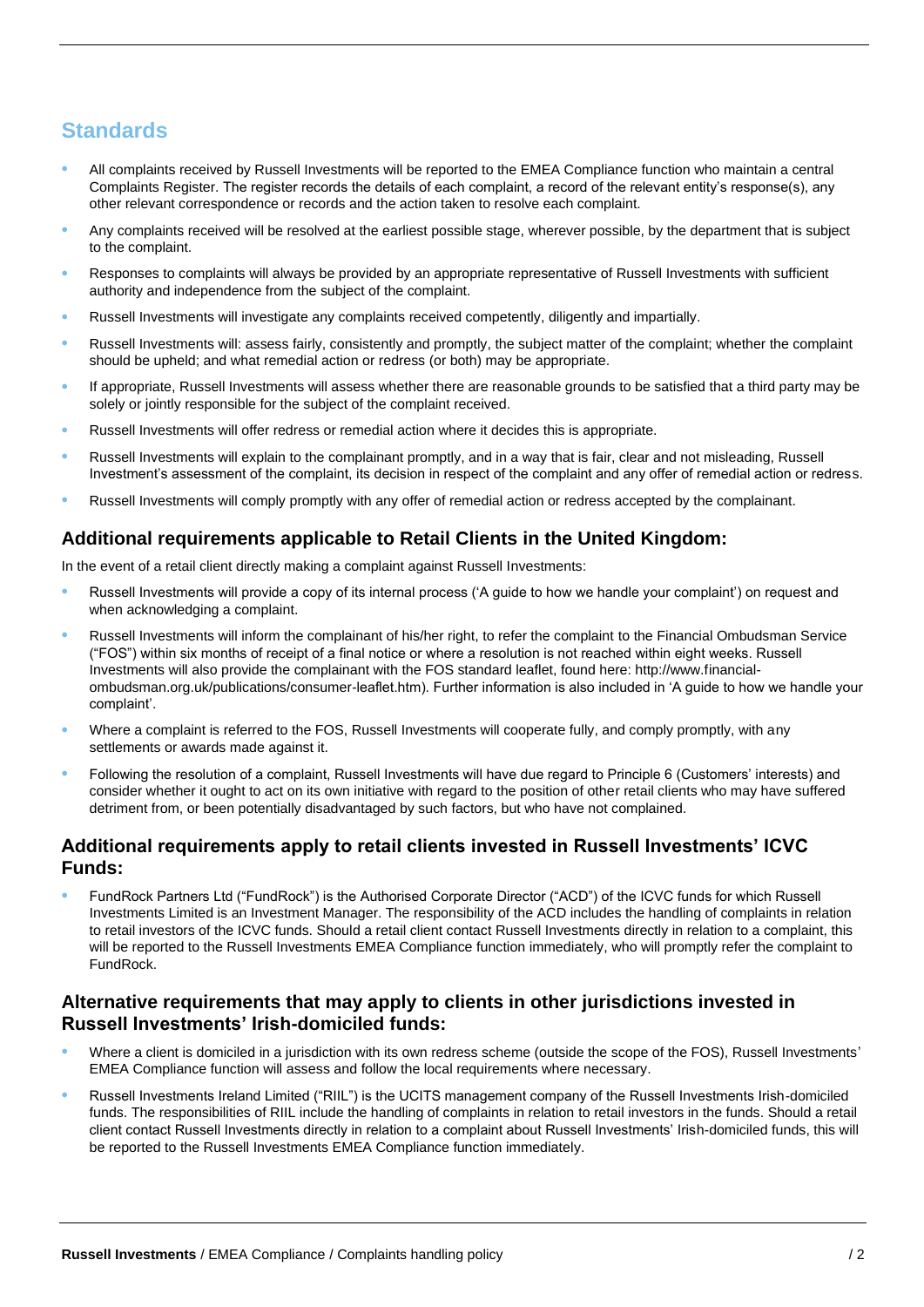## Standards

- All complaints received by Russell Investments will be reported to the EMEA Compliance function who maintain a central Complaints Register. The register records the details of each complaint, a record of the relevant entity's response(s), any other relevant correspondence or records and the action taken to resolve each complaint.
- Any complaints received will be resolved at the earliest possible stage, wherever possible, by the department that is subject to the complaint.
- Responses to complaints will always be provided by an appropriate representative of Russell Investments with sufficient authority and independence from the subject of the complaint.
- Russell Investments will investigate any complaints received competently, diligently and impartially.
- Russell Investments will: assess fairly, consistently and promptly, the subject matter of the complaint; whether the complaint should be upheld; and what remedial action or redress (or both) may be appropriate.
- If appropriate, Russell Investments will assess whether there are reasonable grounds to be satisfied that a third party may be solely or jointly responsible for the subject of the complaint received.
- Russell Investments will offer redress or remedial action where it decides this is appropriate.
- Russell Investments will explain to the complainant promptly, and in a way that is fair, clear and not misleading, Russell Investment's assessment of the complaint, its decision in respect of the complaint and any offer of remedial action or redress.
- Russell Investments will comply promptly with any offer of remedial action or redress accepted by the complainant.

### Additional requirements applicable to Retail Clients in the United Kingdom:

In the event of a retail client directly making a complaint against Russell Investments:

- Russell Investments will provide a copy of its internal process ('A guide to how we handle your complaint') on request and when acknowledging a complaint.
- Russell Investments will inform the complainant of his/her right, to refer the complaint to the Financial Ombudsman Service ("FOS") within six months of receipt of a final notice or where a resolution is not reached within eight weeks. Russell Investments will also provide the complainant with the FOS standard leaflet, found here: http://www.financial-ombudsman.org.uk/publications/consumer-leaflet.htm). Further information is also included in 'A guide to how we handle your complaint'.
- Where a complaint is referred to the FOS, Russell Investments will cooperate fully, and comply promptly, with any settlements or awards made against it.
- Following the resolution of a complaint, Russell Investments will have due regard to Principle 6 (Customers' interests) and consider whether it ought to act on its own initiative with regard to the position of other retail clients who may have suffered detriment from, or been potentially disadvantaged by such factors, but who have not complained.

### Additional requirements apply to retail clients invested in Russell Investments' ICVC Funds:

- FundRock Partners Ltd ("FundRock") is the Authorised Corporate Director ("ACD") of the ICVC funds for which Russell Investments Limited is an Investment Manager. The responsibility of the ACD includes the handling of complaints in relation to retail investors of the ICVC funds. Should a retail client contact Russell Investments directly in relation to a complaint, this will be reported to the Russell Investments EMEA Compliance function immediately, who will promptly refer the complaint to FundRock.

### Alternative requirements that may apply to clients in other jurisdictions invested in Russell Investments' Irish-domiciled funds:

- Where a client is domiciled in a jurisdiction with its own redress scheme (outside the scope of the FOS), Russell Investments' EMEA Compliance function will assess and follow the local requirements where necessary.
- Russell Investments Ireland Limited ("RIIL") is the UCITS management company of the Russell Investments Irish-domiciled funds. The responsibilities of RIIL include the handling of complaints in relation to retail investors in the funds. Should a retail client contact Russell Investments directly in relation to a complaint about Russell Investments' Irish-domiciled funds, this will be reported to the Russell Investments EMEA Compliance function immediately.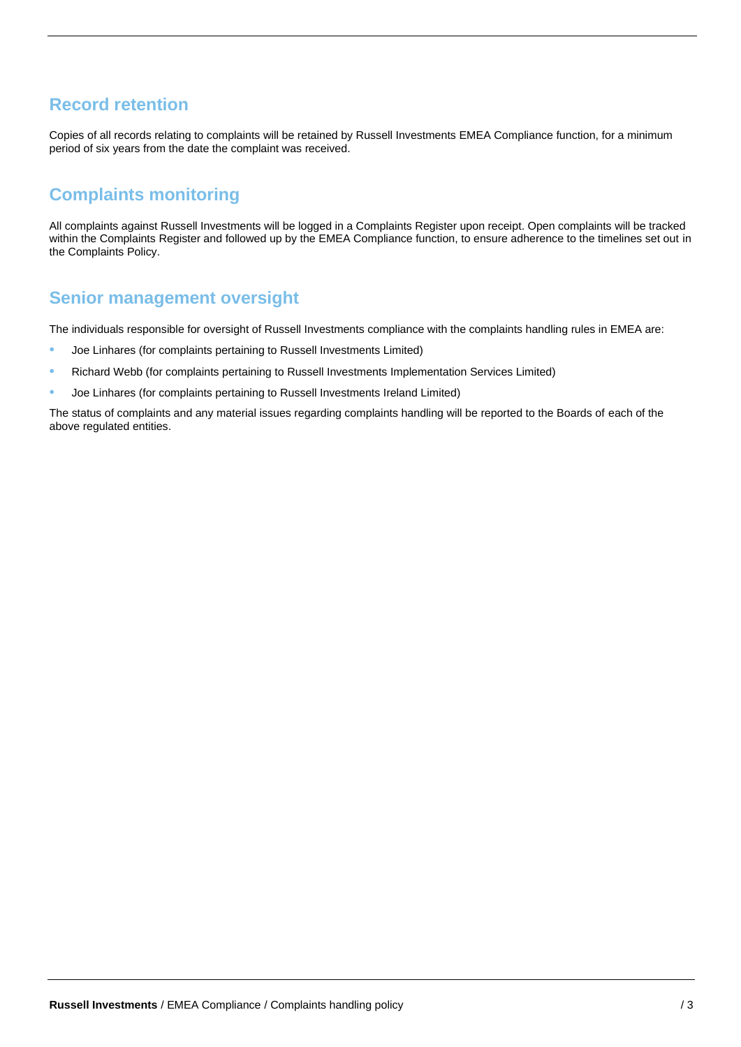## Record retention

Copies of all records relating to complaints will be retained by Russell Investments EMEA Compliance function, for a minimum period of six years from the date the complaint was received.

## Complaints monitoring

All complaints against Russell Investments will be logged in a Complaints Register upon receipt. Open complaints will be tracked within the Complaints Register and followed up by the EMEA Compliance function, to ensure adherence to the timelines set out in the Complaints Policy.

## Senior management oversight

The individuals responsible for oversight of Russell Investments compliance with the complaints handling rules in EMEA are:

- Joe Linhares (for complaints pertaining to Russell Investments Limited)
- Richard Webb (for complaints pertaining to Russell Investments Implementation Services Limited)
- Joe Linhares (for complaints pertaining to Russell Investments Ireland Limited)

The status of complaints and any material issues regarding complaints handling will be reported to the Boards of each of the above regulated entities.